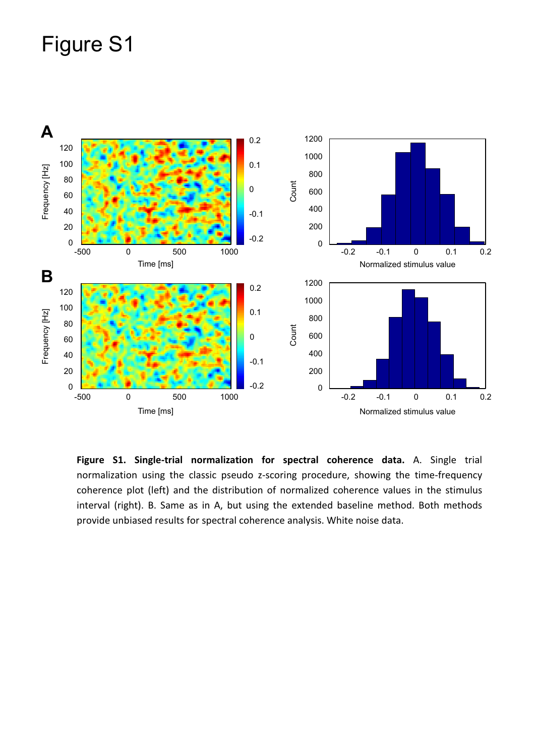# Figure S1

**Figure S1. Single-trial normalization for spectral coherence data.** A. Single trial normalization using the classic pseudo z-scoring procedure, showing the time-frequency coherence plot (left) and the distribution of normalized coherence values in the stimulus interval (right). B. Same as in A, but using the extended baseline method. Both methods provide unbiased results for spectral coherence analysis. White noise data.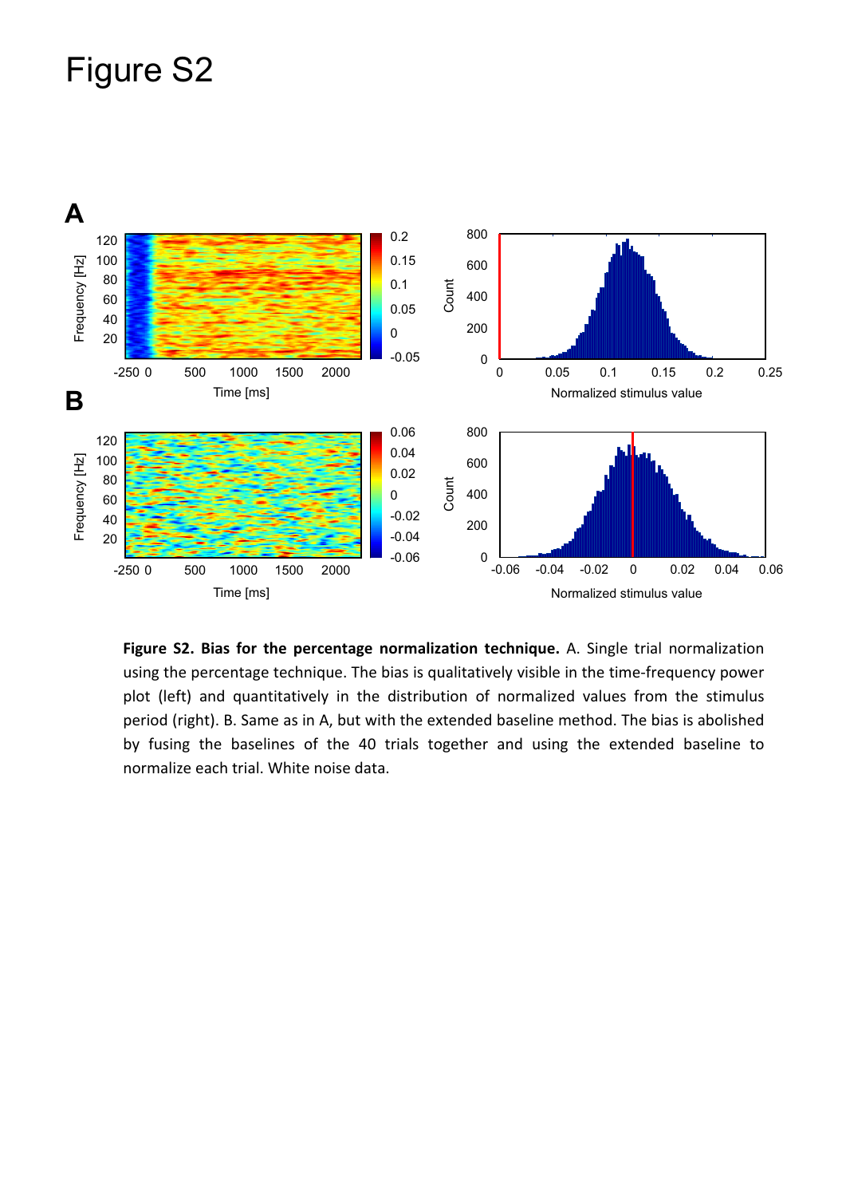# Figure S2

**Figure S2. Bias for the percentage normalization technique.** A. Single trial normalization using the percentage technique. The bias is qualitatively visible in the time-frequency power plot (left) and quantitatively in the distribution of normalized values from the stimulus period (right). B. Same as in A, but with the extended baseline method. The bias is abolished by fusing the baselines of the 40 trials together and using the extended baseline to normalize each trial. White noise data.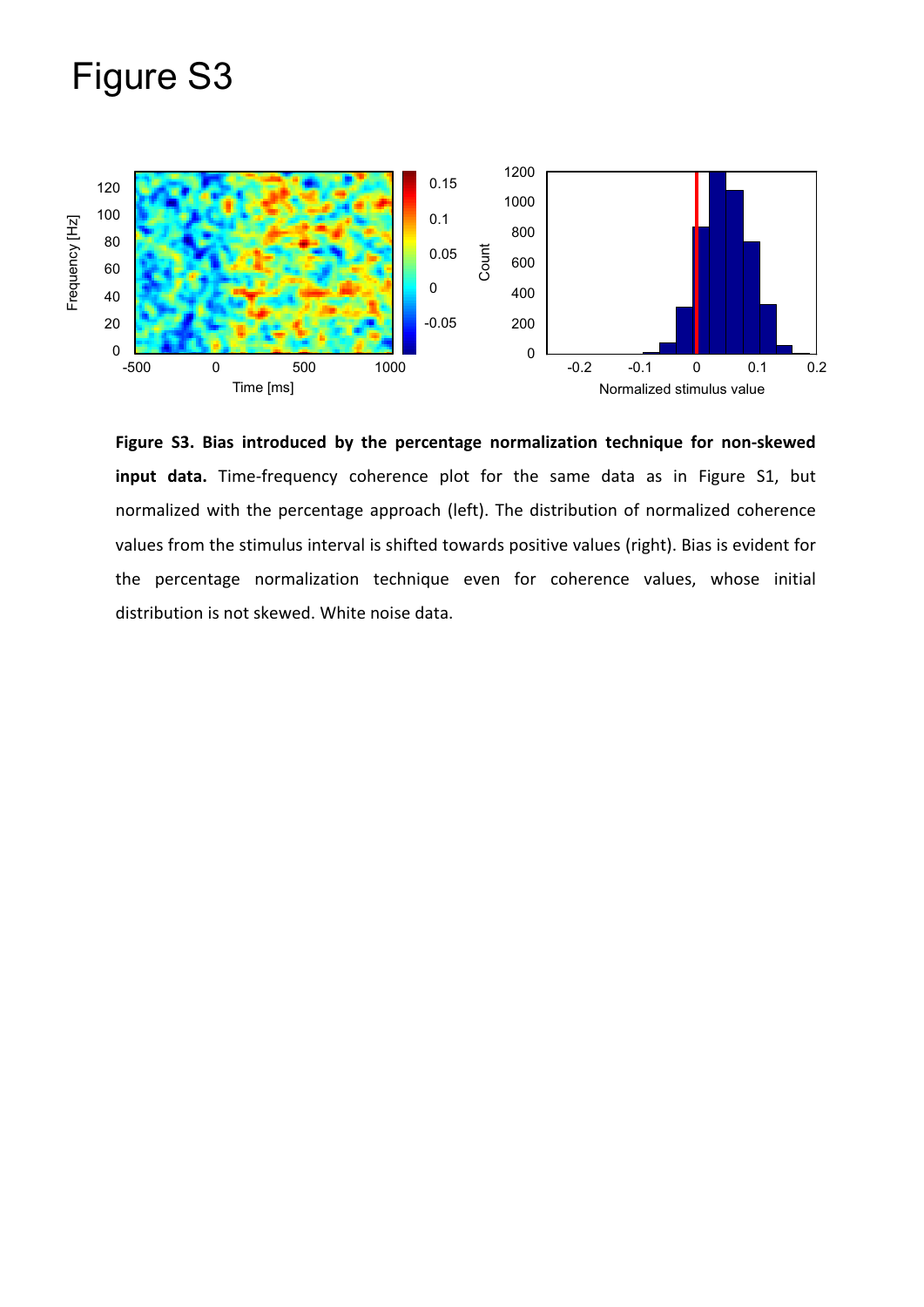# Figure S3

Frequency [Hz]

120
100
80
60
40
20
0

-500 0 500 1000

Time [ms]

0.15
0.1
0.05
0
-0.05

Count

1200
1000
800
600
400
200
0

-0.2 -0.1 0 0.1 0.2

Normalized stimulus value

**Figure S3. Bias introduced by the percentage normalization technique for non-skewed input data.** Time-frequency coherence plot for the same data as in Figure S1, but normalized with the percentage approach (left). The distribution of normalized coherence values from the stimulus interval is shifted towards positive values (right). Bias is evident for the percentage normalization technique even for coherence values, whose initial distribution is not skewed. White noise data.